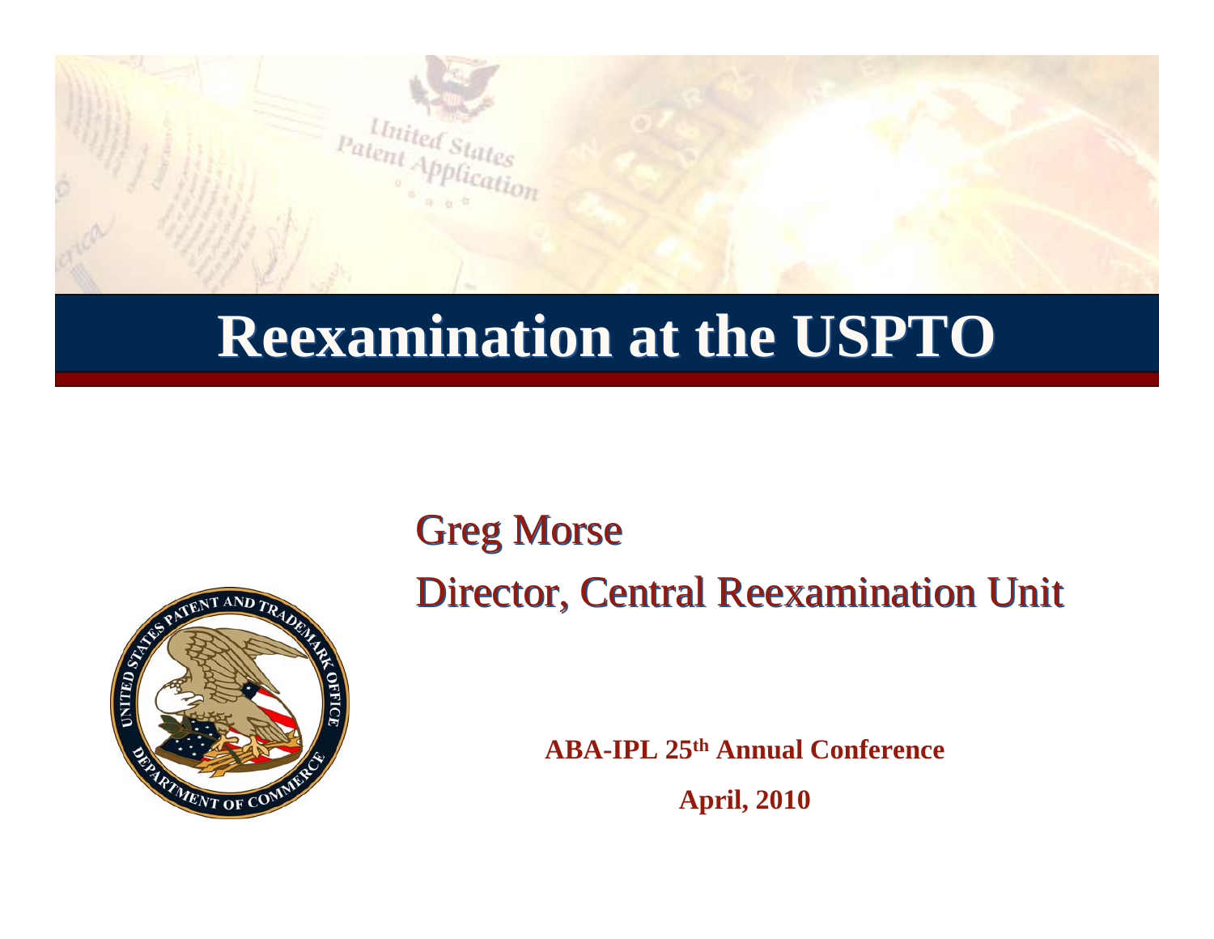# Reexamination at the USPTO

Greg Morse

Director, Central Reexamination Unit

**ABA-IPL 25th Annual Conference**

**April, 2010**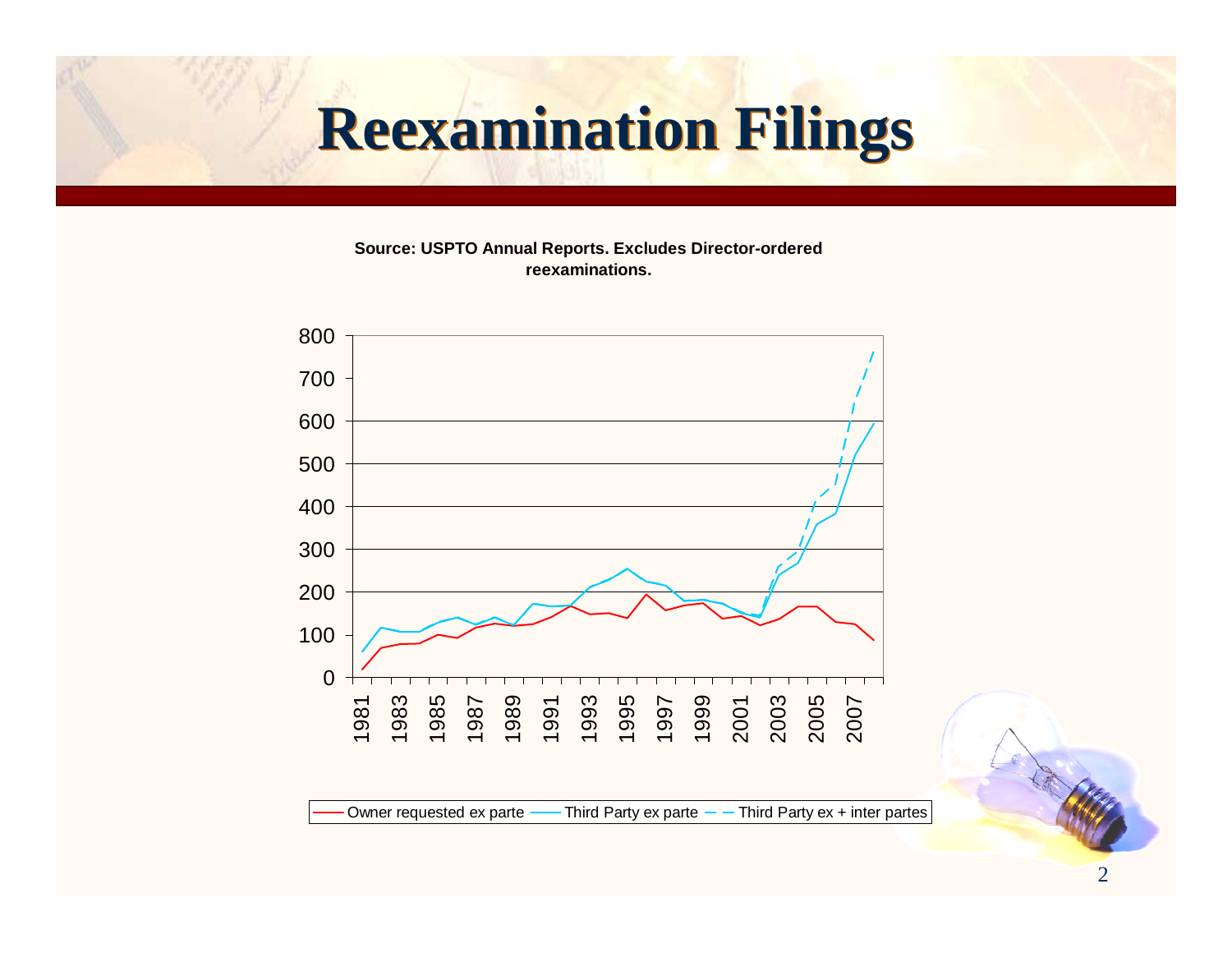# Reexamination Filings

**Source: USPTO Annual Reports. Excludes Director-ordered reexaminations.**

Owner requested ex parte — Third Party ex parte — Third Party ex + inter partes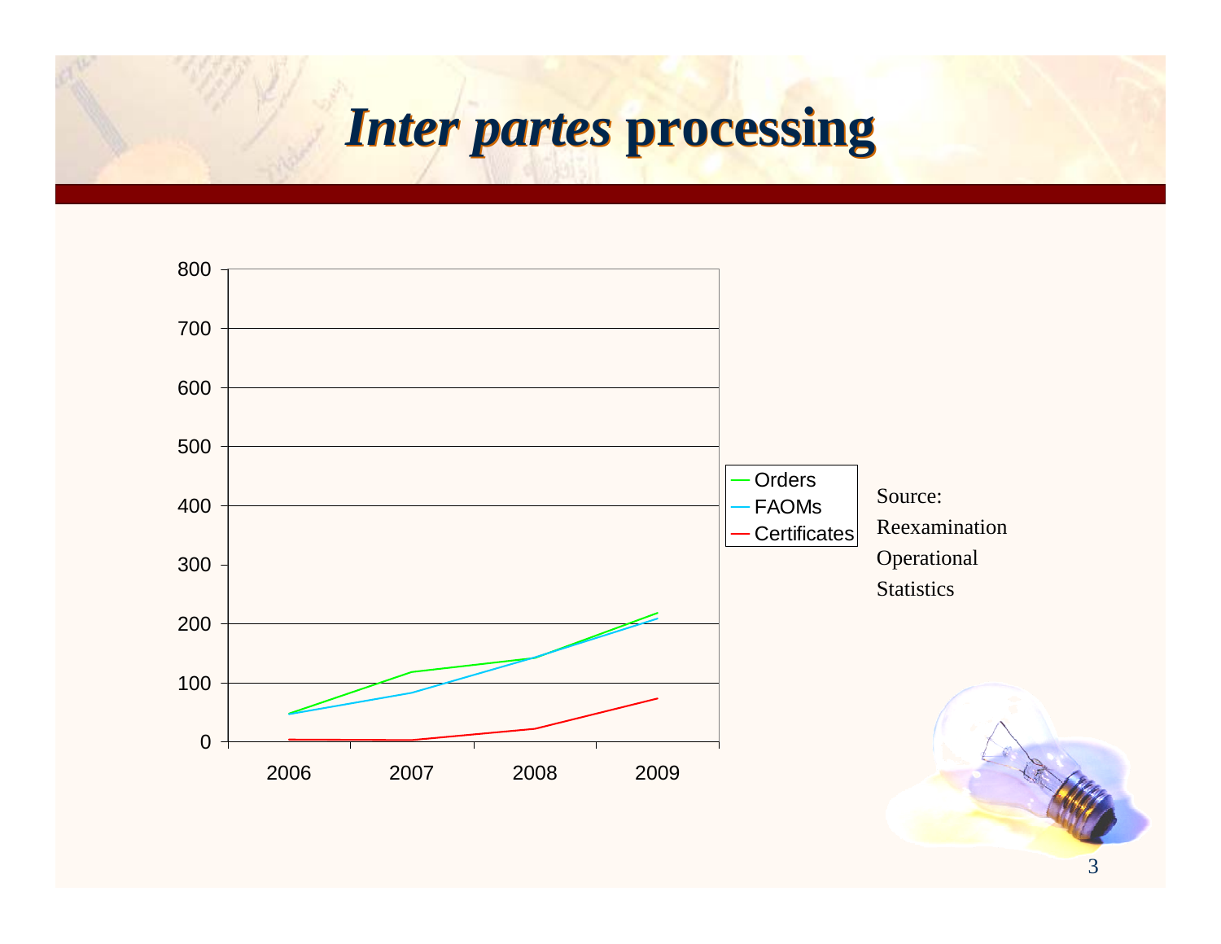# *Inter partes* processing

| Year | Orders | FAOMs | Certificates |
|---|---|---|---|
| 2006 | ~48 | ~48 | ~4 |
| 2007 | ~119 | ~84 | ~3 |
| 2008 | ~143 | ~143 | ~22 |
| 2009 | ~219 | ~209 | ~74 |

Source: Reexamination Operational Statistics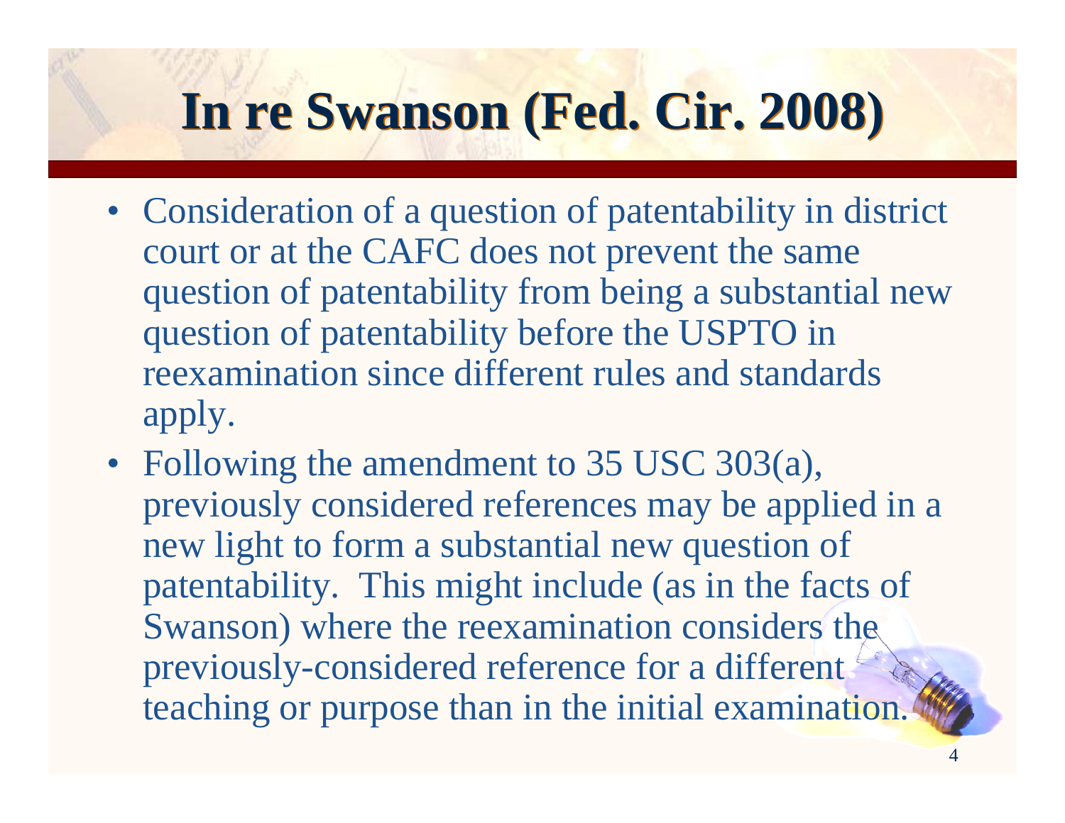# In re Swanson (Fed. Cir. 2008)

- Consideration of a question of patentability in district court or at the CAFC does not prevent the same question of patentability from being a substantial new question of patentability before the USPTO in reexamination since different rules and standards apply.
- Following the amendment to 35 USC 303(a), previously considered references may be applied in a new light to form a substantial new question of patentability. This might include (as in the facts of Swanson) where the reexamination considers the previously-considered reference for a different teaching or purpose than in the initial examination.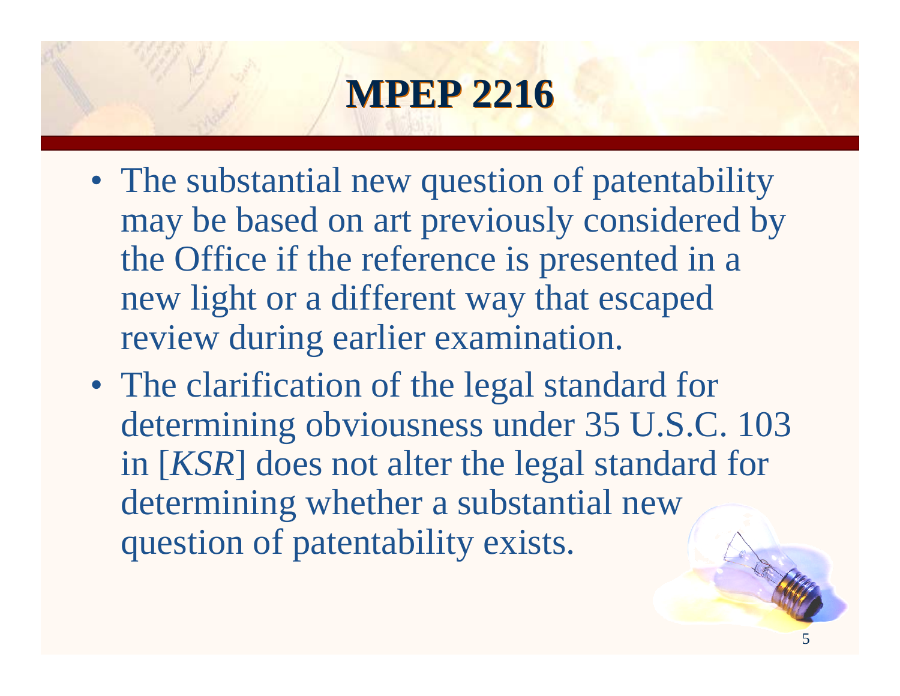# MPEP 2216

- The substantial new question of patentability may be based on art previously considered by the Office if the reference is presented in a new light or a different way that escaped review during earlier examination.
- The clarification of the legal standard for determining obviousness under 35 U.S.C. 103 in [*KSR*] does not alter the legal standard for determining whether a substantial new question of patentability exists.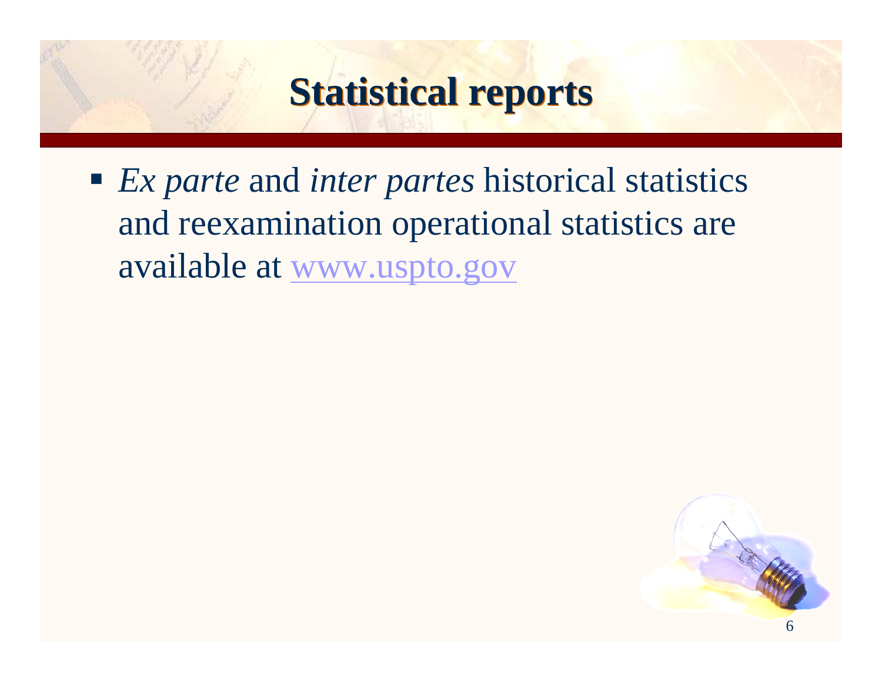# Statistical reports

- *Ex parte* and *inter partes* historical statistics and reexamination operational statistics are available at [www.uspto.gov](http://www.uspto.gov)